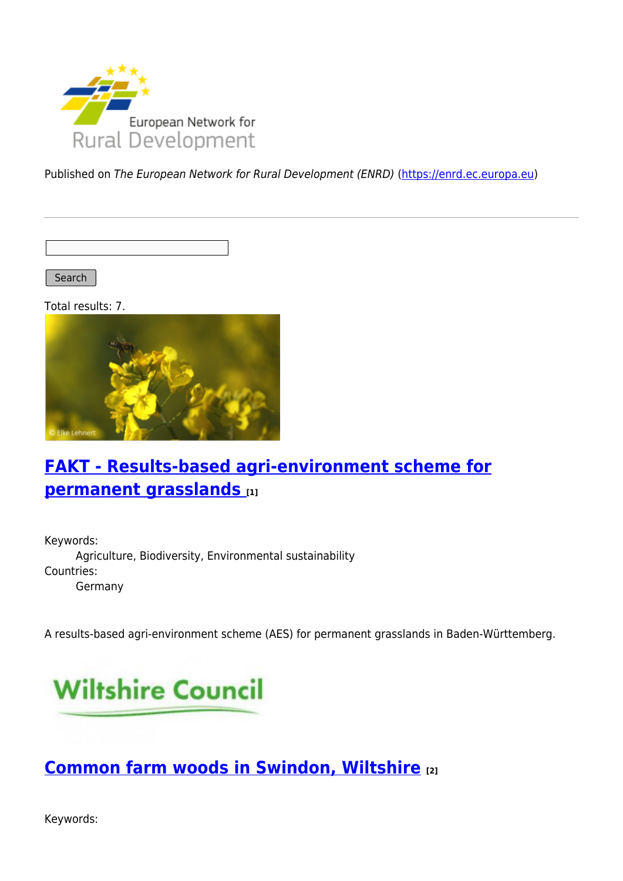Published on *The European Network for Rural Development (ENRD)* (https://enrd.ec.europa.eu)

Search

Total results: 7.

## [FAKT - Results-based agri-environment scheme for permanent grasslands](#) [1]

Keywords:
: Agriculture, Biodiversity, Environmental sustainability

Countries:
: Germany

A results-based agri-environment scheme (AES) for permanent grasslands in Baden-Württemberg.

## [Common farm woods in Swindon, Wiltshire](#) [2]

Keywords: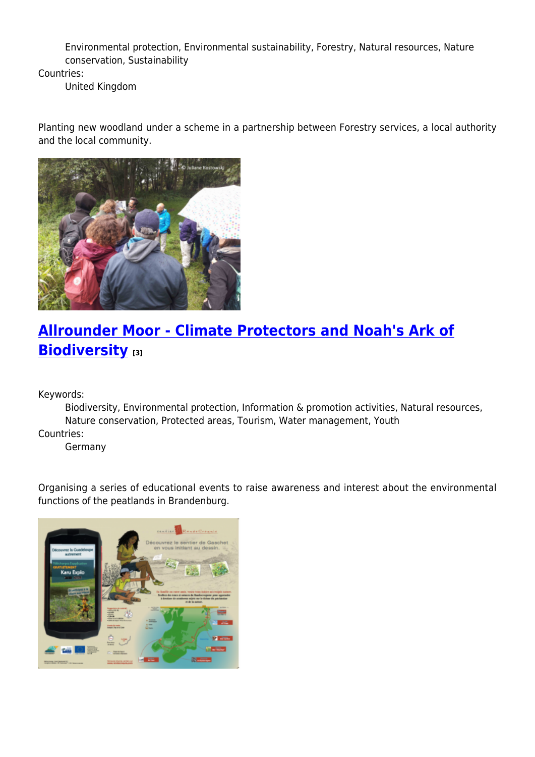Environmental protection, Environmental sustainability, Forestry, Natural resources, Nature conservation, Sustainability

Countries:

United Kingdom

Planting new woodland under a scheme in a partnership between Forestry services, a local authority and the local community.

## [Allrounder Moor - Climate Protectors and Noah's Ark of Biodiversity [3]]

Keywords:

Biodiversity, Environmental protection, Information & promotion activities, Natural resources, Nature conservation, Protected areas, Tourism, Water management, Youth

Countries:

Germany

Organising a series of educational events to raise awareness and interest about the environmental functions of the peatlands in Brandenburg.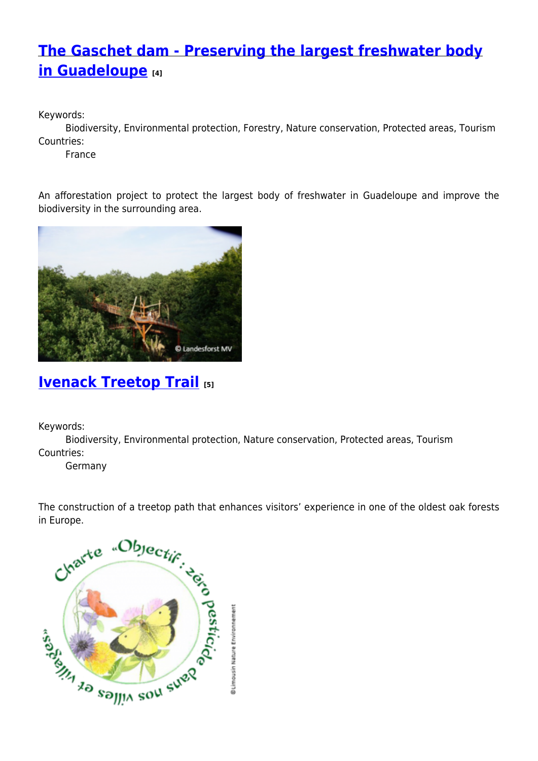## [The Gaschet dam - Preserving the largest freshwater body in Guadeloupe](#) [4]

Keywords:
Biodiversity, Environmental protection, Forestry, Nature conservation, Protected areas, Tourism

Countries:
France

An afforestation project to protect the largest body of freshwater in Guadeloupe and improve the biodiversity in the surrounding area.

## [Ivenack Treetop Trail](#) [5]

Keywords:
Biodiversity, Environmental protection, Nature conservation, Protected areas, Tourism

Countries:
Germany

The construction of a treetop path that enhances visitors' experience in one of the oldest oak forests in Europe.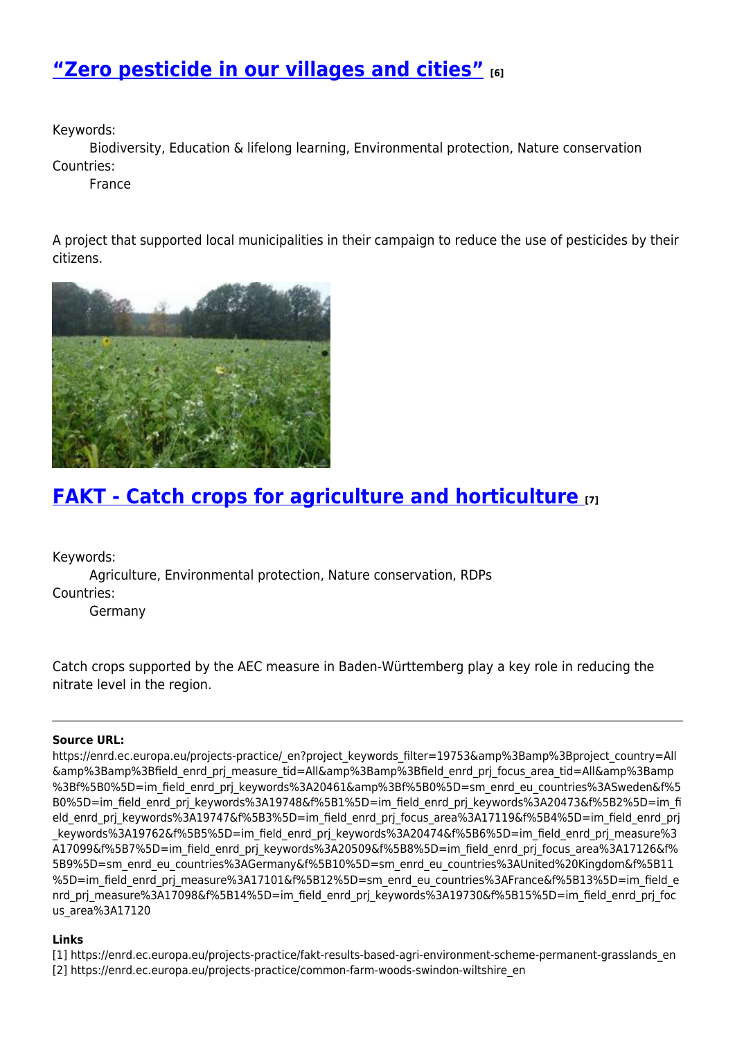## “Zero pesticide in our villages and cities” [6]

Keywords:

Biodiversity, Education & lifelong learning, Environmental protection, Nature conservation

Countries:

France

A project that supported local municipalities in their campaign to reduce the use of pesticides by their citizens.

## FAKT - Catch crops for agriculture and horticulture [7]

Keywords:

Agriculture, Environmental protection, Nature conservation, RDPs

Countries:

Germany

Catch crops supported by the AEC measure in Baden-Württemberg play a key role in reducing the nitrate level in the region.

---

**Source URL:**
https://enrd.ec.europa.eu/projects-practice/_en?project_keywords_filter=19753&amp%3Bamp%3Bproject_country=All&amp%3Bamp%3Bfield_enrd_prj_measure_tid=All&amp%3Bamp%3Bfield_enrd_prj_focus_area_tid=All&amp%3Bamp%3Bf%5B0%5D=im_field_enrd_prj_keywords%3A20461&amp%3Bf%5B0%5D=sm_enrd_eu_countries%3ASweden&f%5B0%5D=im_field_enrd_prj_keywords%3A19748&f%5B1%5D=im_field_enrd_prj_keywords%3A20473&f%5B2%5D=im_field_enrd_prj_keywords%3A19747&f%5B3%5D=im_field_enrd_prj_focus_area%3A17119&f%5B4%5D=im_field_enrd_prj_keywords%3A19762&f%5B5%5D=im_field_enrd_prj_keywords%3A20474&f%5B6%5D=im_field_enrd_prj_measure%3A17099&f%5B7%5D=im_field_enrd_prj_keywords%3A20509&f%5B8%5D=im_field_enrd_prj_focus_area%3A17126&f%5B9%5D=sm_enrd_eu_countries%3AGermany&f%5B10%5D=sm_enrd_eu_countries%3AUnited%20Kingdom&f%5B11%5D=im_field_enrd_prj_measure%3A17101&f%5B12%5D=sm_enrd_eu_countries%3AFrance&f%5B13%5D=im_field_enrd_prj_measure%3A17098&f%5B14%5D=im_field_enrd_prj_keywords%3A19730&f%5B15%5D=im_field_enrd_prj_focus_area%3A17120

**Links**

[1] https://enrd.ec.europa.eu/projects-practice/fakt-results-based-agri-environment-scheme-permanent-grasslands_en
[2] https://enrd.ec.europa.eu/projects-practice/common-farm-woods-swindon-wiltshire_en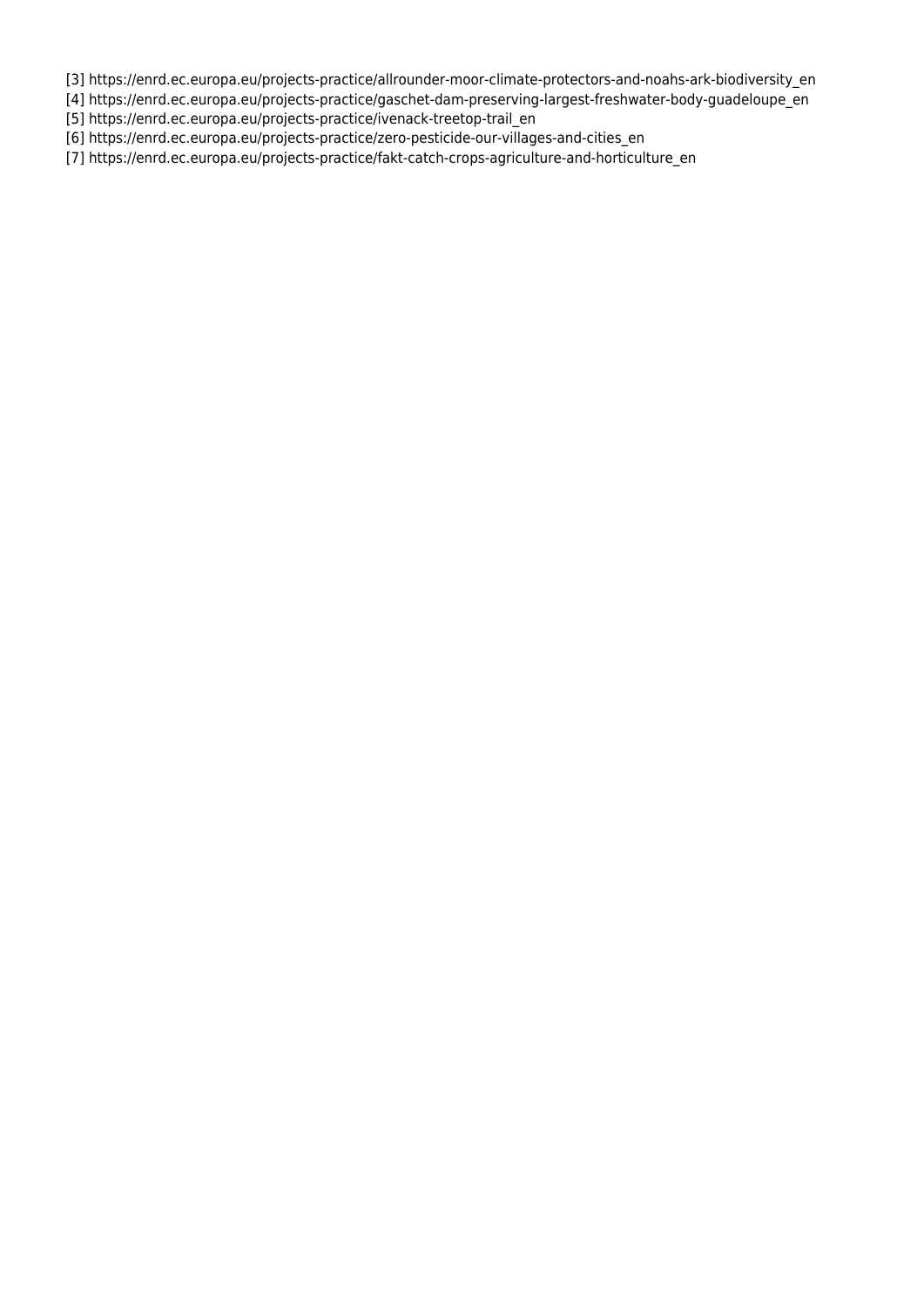[3] https://enrd.ec.europa.eu/projects-practice/allrounder-moor-climate-protectors-and-noahs-ark-biodiversity_en

[4] https://enrd.ec.europa.eu/projects-practice/gaschet-dam-preserving-largest-freshwater-body-guadeloupe_en

[5] https://enrd.ec.europa.eu/projects-practice/ivenack-treetop-trail_en

[6] https://enrd.ec.europa.eu/projects-practice/zero-pesticide-our-villages-and-cities_en

[7] https://enrd.ec.europa.eu/projects-practice/fakt-catch-crops-agriculture-and-horticulture_en